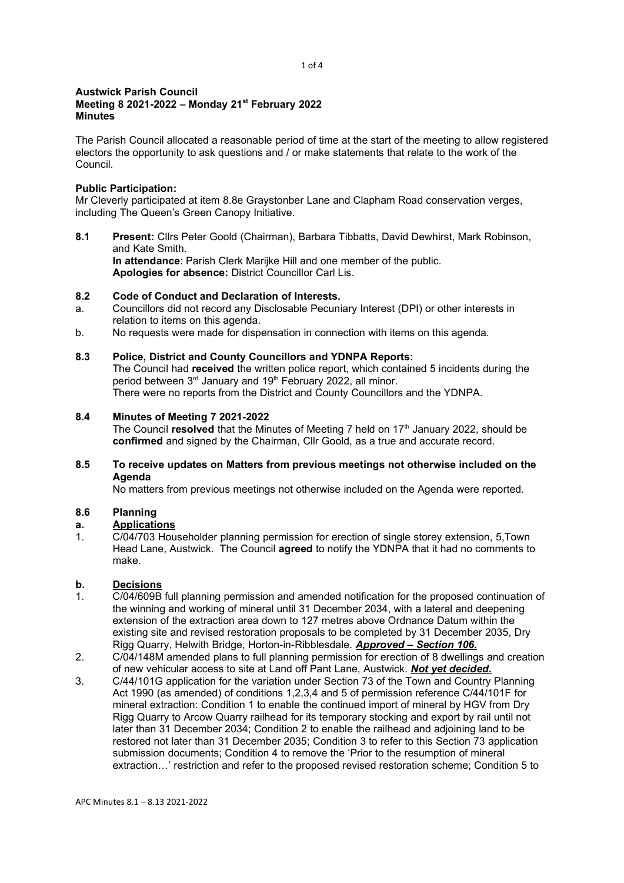**Austwick Parish Council**
**Meeting 8 2021-2022 – Monday 21st February 2022**
**Minutes**

The Parish Council allocated a reasonable period of time at the start of the meeting to allow registered electors the opportunity to ask questions and / or make statements that relate to the work of the Council.

**Public Participation:**
Mr Cleverly participated at item 8.8e Graystonber Lane and Clapham Road conservation verges, including The Queen's Green Canopy Initiative.

**8.1 Present:** Cllrs Peter Goold (Chairman), Barbara Tibbatts, David Dewhirst, Mark Robinson, and Kate Smith.
**In attendance**: Parish Clerk Marijke Hill and one member of the public.
**Apologies for absence:** District Councillor Carl Lis.

**8.2 Code of Conduct and Declaration of Interests.**

a. Councillors did not record any Disclosable Pecuniary Interest (DPI) or other interests in relation to items on this agenda.
b. No requests were made for dispensation in connection with items on this agenda.

**8.3 Police, District and County Councillors and YDNPA Reports:**
The Council had **received** the written police report, which contained 5 incidents during the period between 3rd January and 19th February 2022, all minor.
There were no reports from the District and County Councillors and the YDNPA.

**8.4 Minutes of Meeting 7 2021-2022**
The Council **resolved** that the Minutes of Meeting 7 held on 17th January 2022, should be **confirmed** and signed by the Chairman, Cllr Goold, as a true and accurate record.

**8.5 To receive updates on Matters from previous meetings not otherwise included on the Agenda**
No matters from previous meetings not otherwise included on the Agenda were reported.

**8.6 Planning**

**a. Applications**

1. C/04/703 Householder planning permission for erection of single storey extension, 5,Town Head Lane, Austwick. The Council **agreed** to notify the YDNPA that it had no comments to make.

**b. Decisions**

1. C/04/609B full planning permission and amended notification for the proposed continuation of the winning and working of mineral until 31 December 2034, with a lateral and deepening extension of the extraction area down to 127 metres above Ordnance Datum within the existing site and revised restoration proposals to be completed by 31 December 2035, Dry Rigg Quarry, Helwith Bridge, Horton-in-Ribblesdale. ***Approved – Section 106.***
2. C/04/148M amended plans to full planning permission for erection of 8 dwellings and creation of new vehicular access to site at Land off Pant Lane, Austwick. ***Not yet decided.***
3. C/44/101G application for the variation under Section 73 of the Town and Country Planning Act 1990 (as amended) of conditions 1,2,3,4 and 5 of permission reference C/44/101F for mineral extraction: Condition 1 to enable the continued import of mineral by HGV from Dry Rigg Quarry to Arcow Quarry railhead for its temporary stocking and export by rail until not later than 31 December 2034; Condition 2 to enable the railhead and adjoining land to be restored not later than 31 December 2035; Condition 3 to refer to this Section 73 application submission documents; Condition 4 to remove the 'Prior to the resumption of mineral extraction…' restriction and refer to the proposed revised restoration scheme; Condition 5 to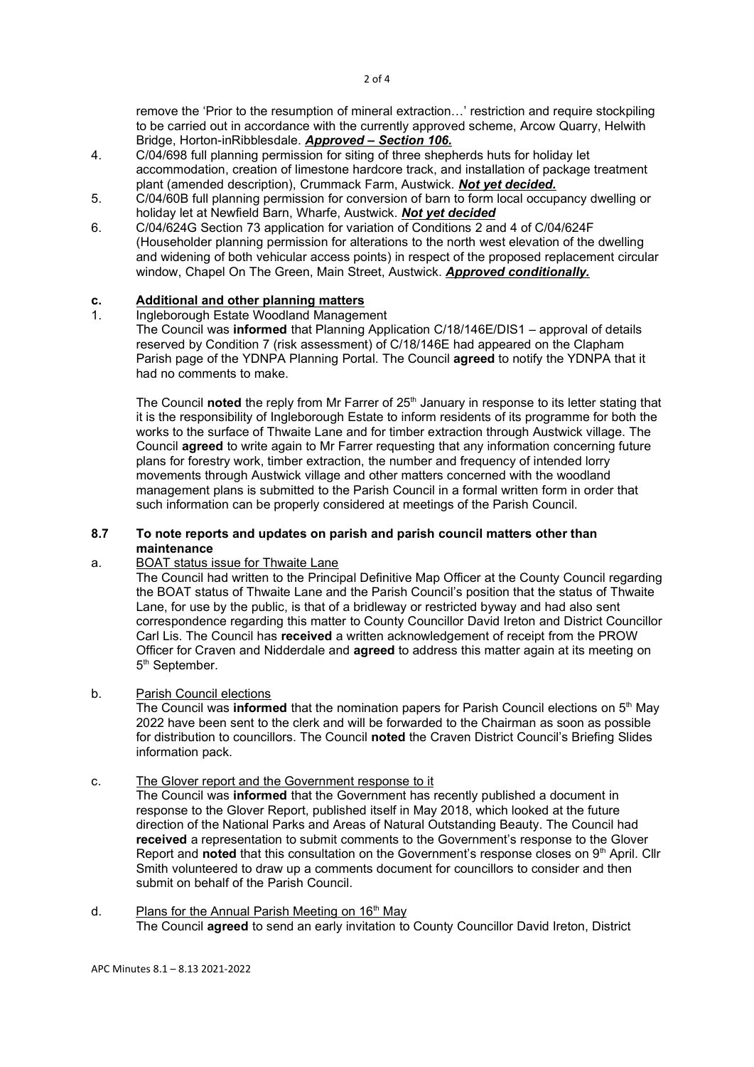remove the 'Prior to the resumption of mineral extraction…' restriction and require stockpiling to be carried out in accordance with the currently approved scheme, Arcow Quarry, Helwith Bridge, Horton-inRibblesdale. ***Approved – Section 106.***

4. C/04/698 full planning permission for siting of three shepherds huts for holiday let accommodation, creation of limestone hardcore track, and installation of package treatment plant (amended description), Crummack Farm, Austwick. ***Not yet decided.***
5. C/04/60B full planning permission for conversion of barn to form local occupancy dwelling or holiday let at Newfield Barn, Wharfe, Austwick. ***Not yet decided***
6. C/04/624G Section 73 application for variation of Conditions 2 and 4 of C/04/624F (Householder planning permission for alterations to the north west elevation of the dwelling and widening of both vehicular access points) in respect of the proposed replacement circular window, Chapel On The Green, Main Street, Austwick. ***Approved conditionally.***

### c. Additional and other planning matters

1. Ingleborough Estate Woodland Management

The Council was **informed** that Planning Application C/18/146E/DIS1 – approval of details reserved by Condition 7 (risk assessment) of C/18/146E had appeared on the Clapham Parish page of the YDNPA Planning Portal. The Council **agreed** to notify the YDNPA that it had no comments to make.

The Council **noted** the reply from Mr Farrer of 25th January in response to its letter stating that it is the responsibility of Ingleborough Estate to inform residents of its programme for both the works to the surface of Thwaite Lane and for timber extraction through Austwick village. The Council **agreed** to write again to Mr Farrer requesting that any information concerning future plans for forestry work, timber extraction, the number and frequency of intended lorry movements through Austwick village and other matters concerned with the woodland management plans is submitted to the Parish Council in a formal written form in order that such information can be properly considered at meetings of the Parish Council.

### 8.7 To note reports and updates on parish and parish council matters other than maintenance

a. <u>BOAT status issue for Thwaite Lane</u>

The Council had written to the Principal Definitive Map Officer at the County Council regarding the BOAT status of Thwaite Lane and the Parish Council's position that the status of Thwaite Lane, for use by the public, is that of a bridleway or restricted byway and had also sent correspondence regarding this matter to County Councillor David Ireton and District Councillor Carl Lis. The Council has **received** a written acknowledgement of receipt from the PROW Officer for Craven and Nidderdale and **agreed** to address this matter again at its meeting on 5th September.

b. <u>Parish Council elections</u>

The Council was **informed** that the nomination papers for Parish Council elections on 5th May 2022 have been sent to the clerk and will be forwarded to the Chairman as soon as possible for distribution to councillors. The Council **noted** the Craven District Council's Briefing Slides information pack.

c. <u>The Glover report and the Government response to it</u>

The Council was **informed** that the Government has recently published a document in response to the Glover Report, published itself in May 2018, which looked at the future direction of the National Parks and Areas of Natural Outstanding Beauty. The Council had **received** a representation to submit comments to the Government's response to the Glover Report and **noted** that this consultation on the Government's response closes on 9th April. Cllr Smith volunteered to draw up a comments document for councillors to consider and then submit on behalf of the Parish Council.

d. <u>Plans for the Annual Parish Meeting on 16th May</u>

The Council **agreed** to send an early invitation to County Councillor David Ireton, District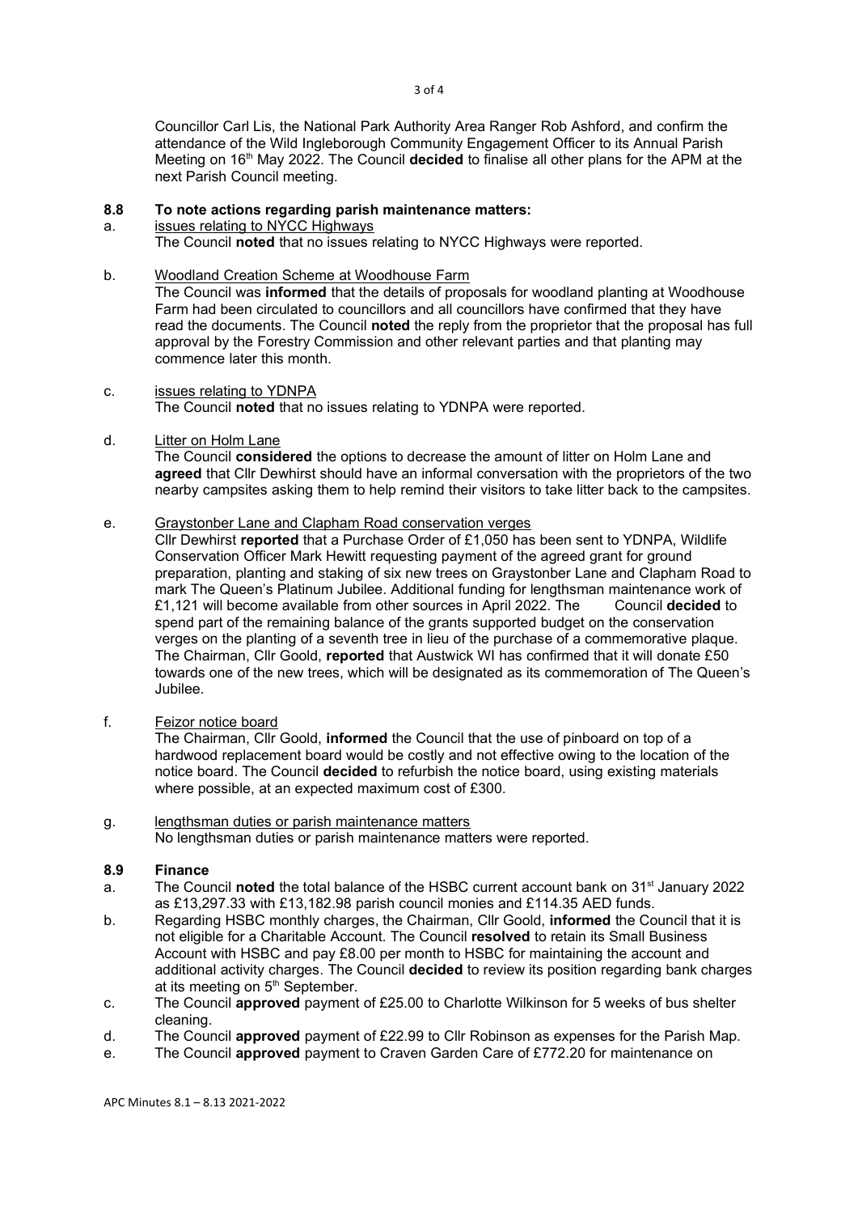Councillor Carl Lis, the National Park Authority Area Ranger Rob Ashford, and confirm the attendance of the Wild Ingleborough Community Engagement Officer to its Annual Parish Meeting on 16th May 2022. The Council **decided** to finalise all other plans for the APM at the next Parish Council meeting.

### 8.8 To note actions regarding parish maintenance matters:

a. issues relating to NYCC Highways

The Council **noted** that no issues relating to NYCC Highways were reported.

b. Woodland Creation Scheme at Woodhouse Farm

The Council was **informed** that the details of proposals for woodland planting at Woodhouse Farm had been circulated to councillors and all councillors have confirmed that they have read the documents. The Council **noted** the reply from the proprietor that the proposal has full approval by the Forestry Commission and other relevant parties and that planting may commence later this month.

c. issues relating to YDNPA

The Council **noted** that no issues relating to YDNPA were reported.

d. Litter on Holm Lane

The Council **considered** the options to decrease the amount of litter on Holm Lane and **agreed** that Cllr Dewhirst should have an informal conversation with the proprietors of the two nearby campsites asking them to help remind their visitors to take litter back to the campsites.

e. Graystonber Lane and Clapham Road conservation verges

Cllr Dewhirst **reported** that a Purchase Order of £1,050 has been sent to YDNPA, Wildlife Conservation Officer Mark Hewitt requesting payment of the agreed grant for ground preparation, planting and staking of six new trees on Graystonber Lane and Clapham Road to mark The Queen's Platinum Jubilee. Additional funding for lengthsman maintenance work of £1,121 will become available from other sources in April 2022. The Council **decided** to spend part of the remaining balance of the grants supported budget on the conservation verges on the planting of a seventh tree in lieu of the purchase of a commemorative plaque. The Chairman, Cllr Goold, **reported** that Austwick WI has confirmed that it will donate £50 towards one of the new trees, which will be designated as its commemoration of The Queen's Jubilee.

f. Feizor notice board

The Chairman, Cllr Goold, **informed** the Council that the use of pinboard on top of a hardwood replacement board would be costly and not effective owing to the location of the notice board. The Council **decided** to refurbish the notice board, using existing materials where possible, at an expected maximum cost of £300.

g. lengthsman duties or parish maintenance matters

No lengthsman duties or parish maintenance matters were reported.

### 8.9 Finance

a. The Council **noted** the total balance of the HSBC current account bank on 31st January 2022 as £13,297.33 with £13,182.98 parish council monies and £114.35 AED funds.

b. Regarding HSBC monthly charges, the Chairman, Cllr Goold, **informed** the Council that it is not eligible for a Charitable Account. The Council **resolved** to retain its Small Business Account with HSBC and pay £8.00 per month to HSBC for maintaining the account and additional activity charges. The Council **decided** to review its position regarding bank charges at its meeting on 5th September.

c. The Council **approved** payment of £25.00 to Charlotte Wilkinson for 5 weeks of bus shelter cleaning.

d. The Council **approved** payment of £22.99 to Cllr Robinson as expenses for the Parish Map.

e. The Council **approved** payment to Craven Garden Care of £772.20 for maintenance on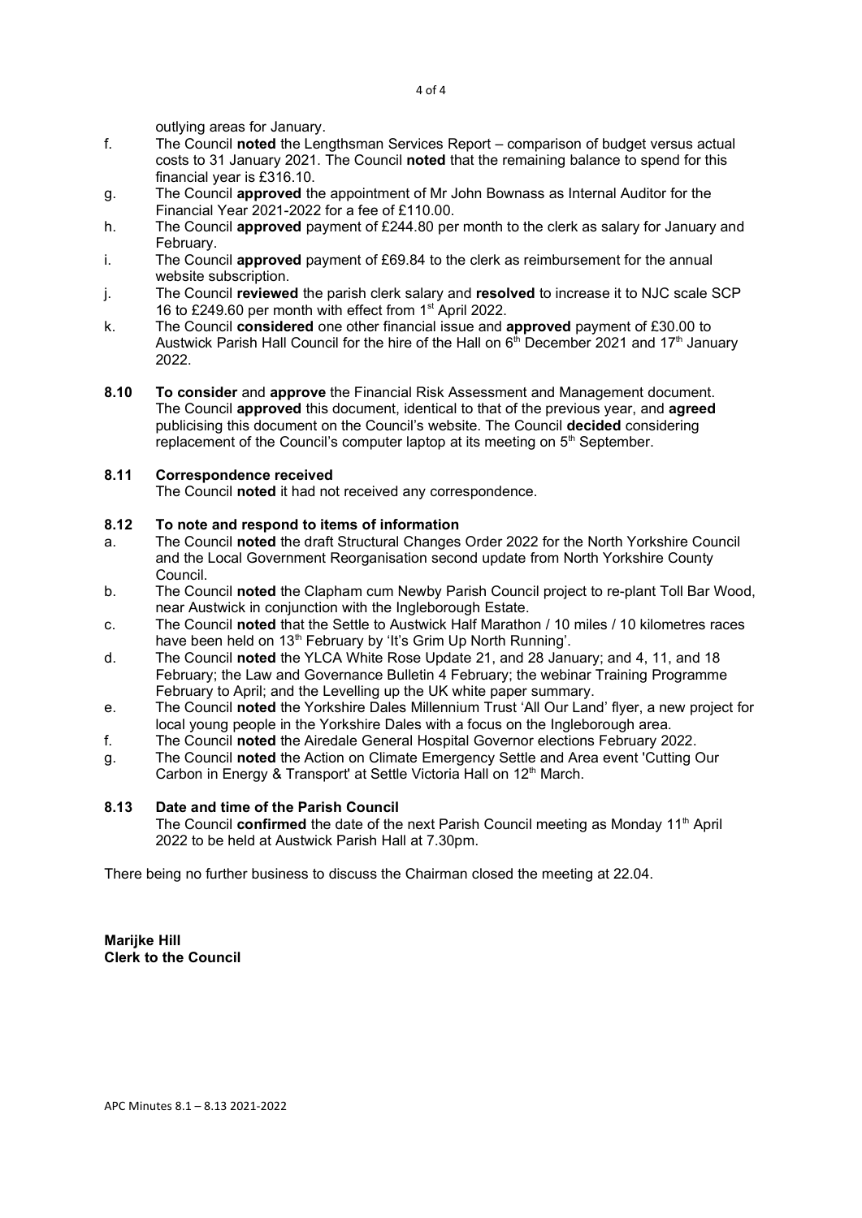outlying areas for January.

f. The Council **noted** the Lengthsman Services Report – comparison of budget versus actual costs to 31 January 2021. The Council **noted** that the remaining balance to spend for this financial year is £316.10.

g. The Council **approved** the appointment of Mr John Bownass as Internal Auditor for the Financial Year 2021-2022 for a fee of £110.00.

h. The Council **approved** payment of £244.80 per month to the clerk as salary for January and February.

i. The Council **approved** payment of £69.84 to the clerk as reimbursement for the annual website subscription.

j. The Council **reviewed** the parish clerk salary and **resolved** to increase it to NJC scale SCP 16 to £249.60 per month with effect from 1st April 2022.

k. The Council **considered** one other financial issue and **approved** payment of £30.00 to Austwick Parish Hall Council for the hire of the Hall on 6th December 2021 and 17th January 2022.

**8.10 To consider** and **approve** the Financial Risk Assessment and Management document.
The Council **approved** this document, identical to that of the previous year, and **agreed** publicising this document on the Council's website. The Council **decided** considering replacement of the Council's computer laptop at its meeting on 5th September.

**8.11 Correspondence received**
The Council **noted** it had not received any correspondence.

**8.12 To note and respond to items of information**

a. The Council **noted** the draft Structural Changes Order 2022 for the North Yorkshire Council and the Local Government Reorganisation second update from North Yorkshire County Council.

b. The Council **noted** the Clapham cum Newby Parish Council project to re-plant Toll Bar Wood, near Austwick in conjunction with the Ingleborough Estate.

c. The Council **noted** that the Settle to Austwick Half Marathon / 10 miles / 10 kilometres races have been held on 13th February by 'It's Grim Up North Running'.

d. The Council **noted** the YLCA White Rose Update 21, and 28 January; and 4, 11, and 18 February; the Law and Governance Bulletin 4 February; the webinar Training Programme February to April; and the Levelling up the UK white paper summary.

e. The Council **noted** the Yorkshire Dales Millennium Trust 'All Our Land' flyer, a new project for local young people in the Yorkshire Dales with a focus on the Ingleborough area.

f. The Council **noted** the Airedale General Hospital Governor elections February 2022.

g. The Council **noted** the Action on Climate Emergency Settle and Area event 'Cutting Our Carbon in Energy & Transport' at Settle Victoria Hall on 12th March.

**8.13 Date and time of the Parish Council**
The Council **confirmed** the date of the next Parish Council meeting as Monday 11th April 2022 to be held at Austwick Parish Hall at 7.30pm.

There being no further business to discuss the Chairman closed the meeting at 22.04.

**Marijke Hill**
**Clerk to the Council**

APC Minutes 8.1 – 8.13 2021-2022